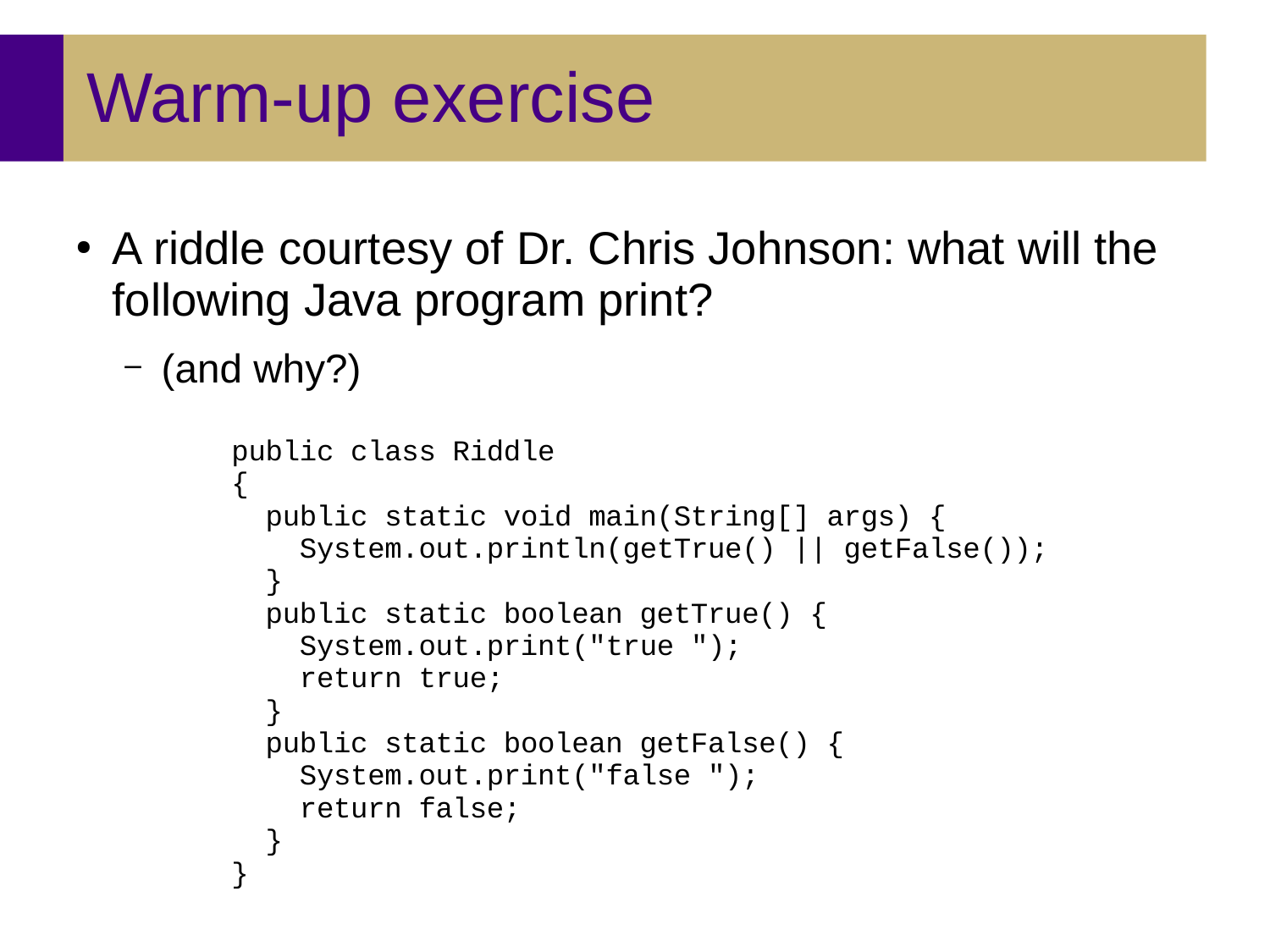# Warm-up exercise

- A riddle courtesy of Dr. Chris Johnson: what will the following Java program print?
  - (and why?)

```
public class Riddle
{
  public static void main(String[] args) {
    System.out.println(getTrue() || getFalse());
  }
  public static boolean getTrue() {
    System.out.print("true ");
    return true;
  }
  public static boolean getFalse() {
    System.out.print("false ");
    return false;
  }
}
```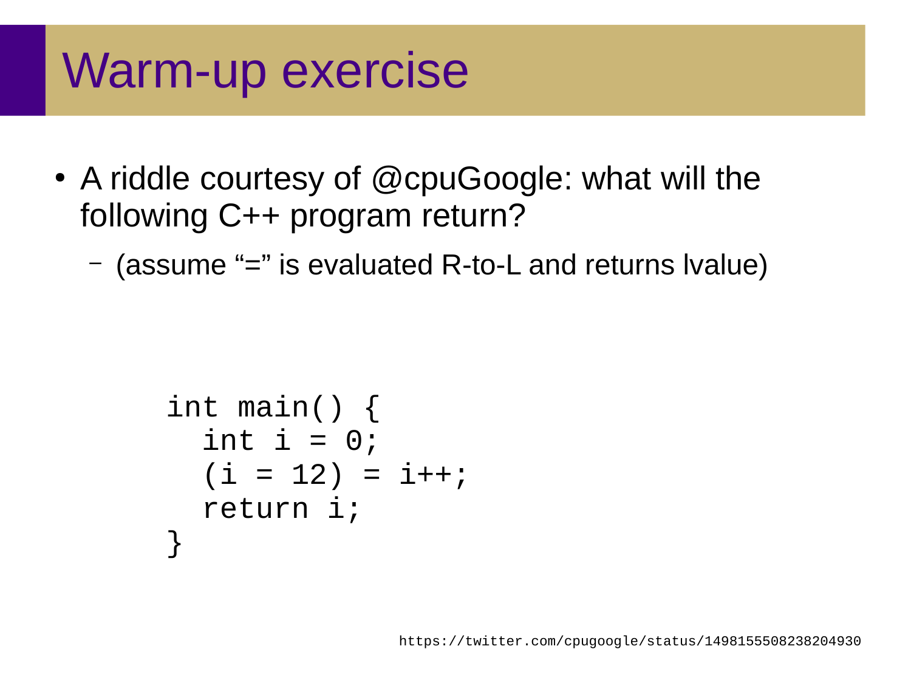# Warm-up exercise

- A riddle courtesy of @cpuGoogle: what will the following C++ program return?
  - (assume "=" is evaluated R-to-L and returns lvalue)

```
int main() {
  int i = 0;
  (i = 12) = i++;
  return i;
}
```

https://twitter.com/cpugoogle/status/1498155508238204930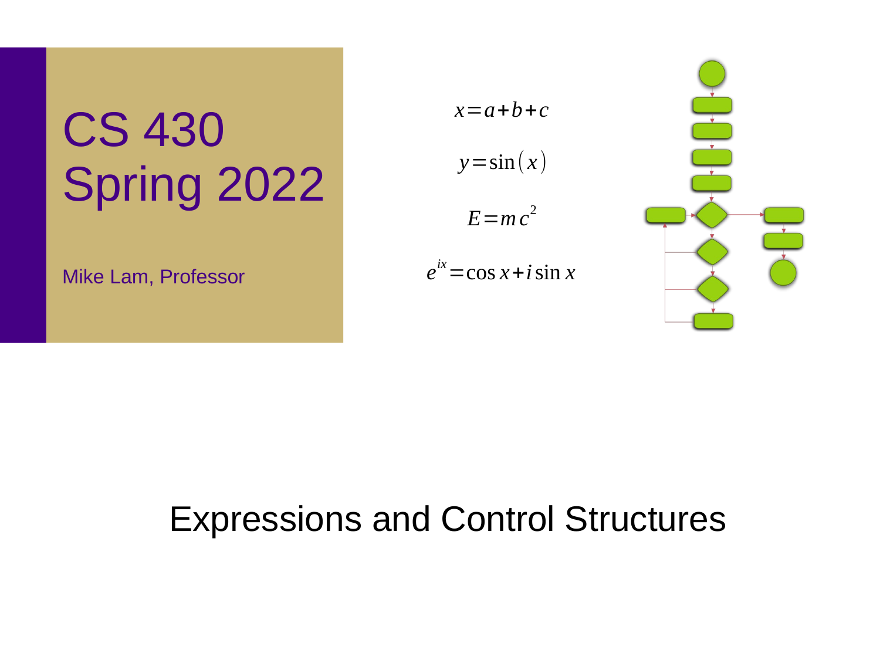# CS 430
# Spring 2022

Mike Lam, Professor

$$x = a + b + c$$

$$y = \sin(x)$$

$$E = mc^2$$

$$e^{ix} = \cos x + i \sin x$$

## Expressions and Control Structures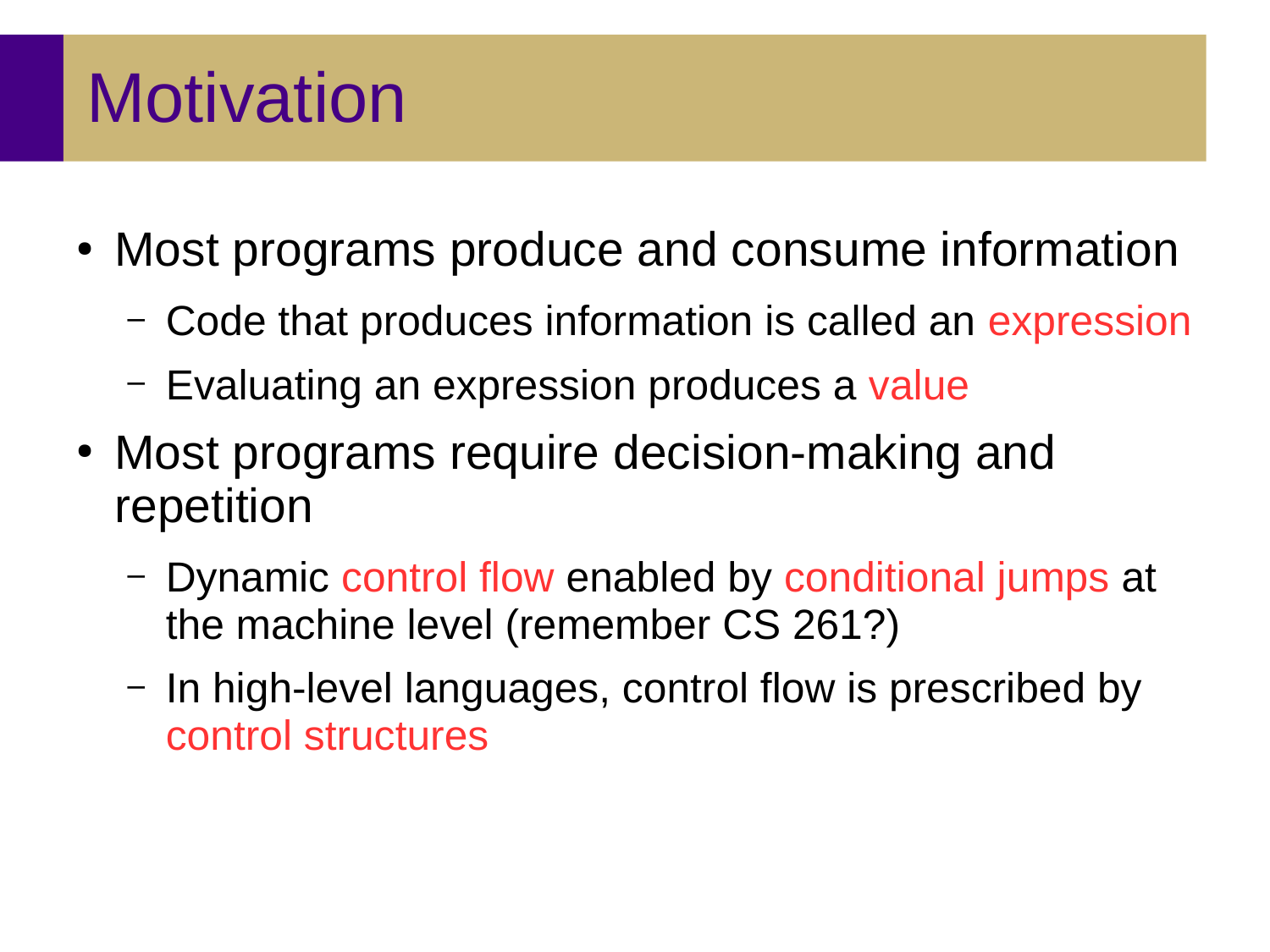# Motivation

- Most programs produce and consume information
  - Code that produces information is called an expression
  - Evaluating an expression produces a value
- Most programs require decision-making and repetition
  - Dynamic control flow enabled by conditional jumps at the machine level (remember CS 261?)
  - In high-level languages, control flow is prescribed by control structures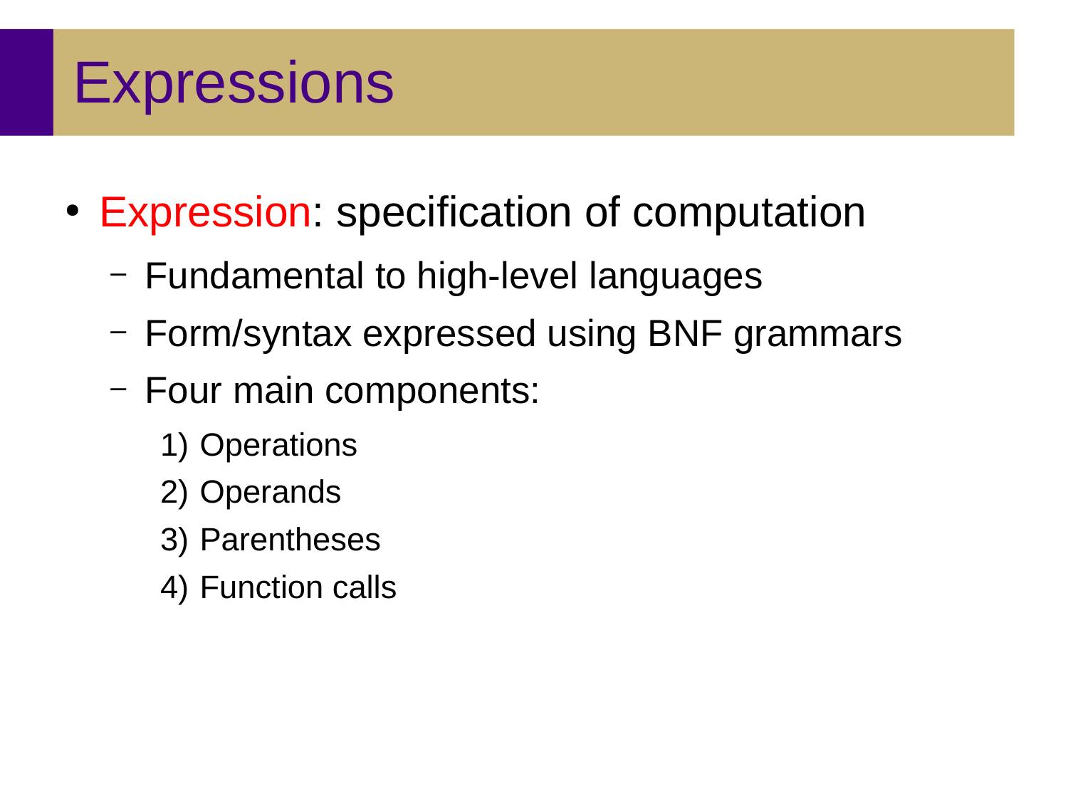# Expressions

- Expression: specification of computation
  - Fundamental to high-level languages
  - Form/syntax expressed using BNF grammars
  - Four main components:
    1) Operations
    2) Operands
    3) Parentheses
    4) Function calls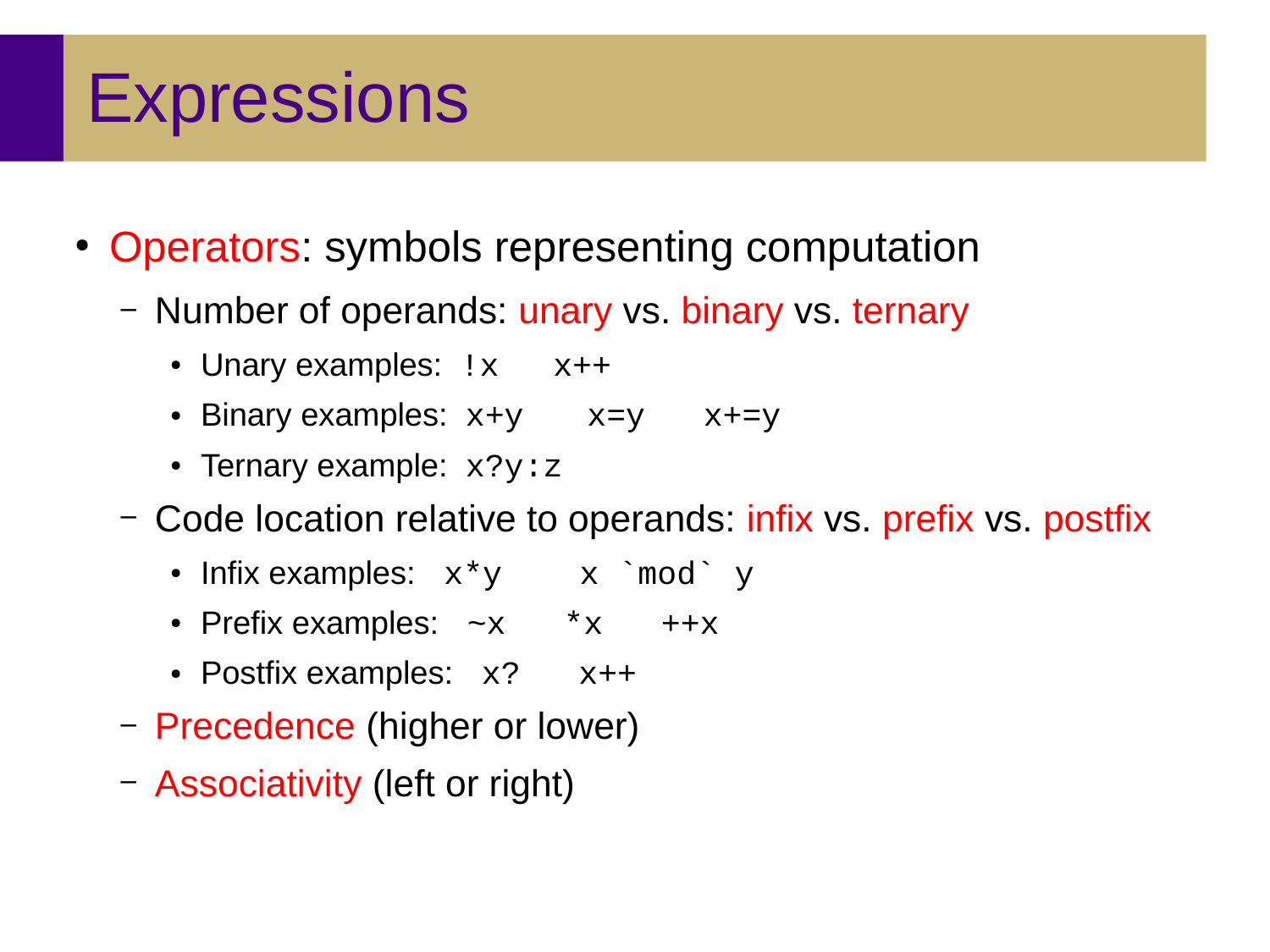# Expressions

- Operators: symbols representing computation
  - Number of operands: unary vs. binary vs. ternary
    - Unary examples: `!x` `x++`
    - Binary examples: `x+y` `x=y` `x+=y`
    - Ternary example: `x?y:z`
  - Code location relative to operands: infix vs. prefix vs. postfix
    - Infix examples: `x*y` ``x `mod` y``
    - Prefix examples: `~x` `*x` `++x`
    - Postfix examples: `x?` `x++`
  - Precedence (higher or lower)
  - Associativity (left or right)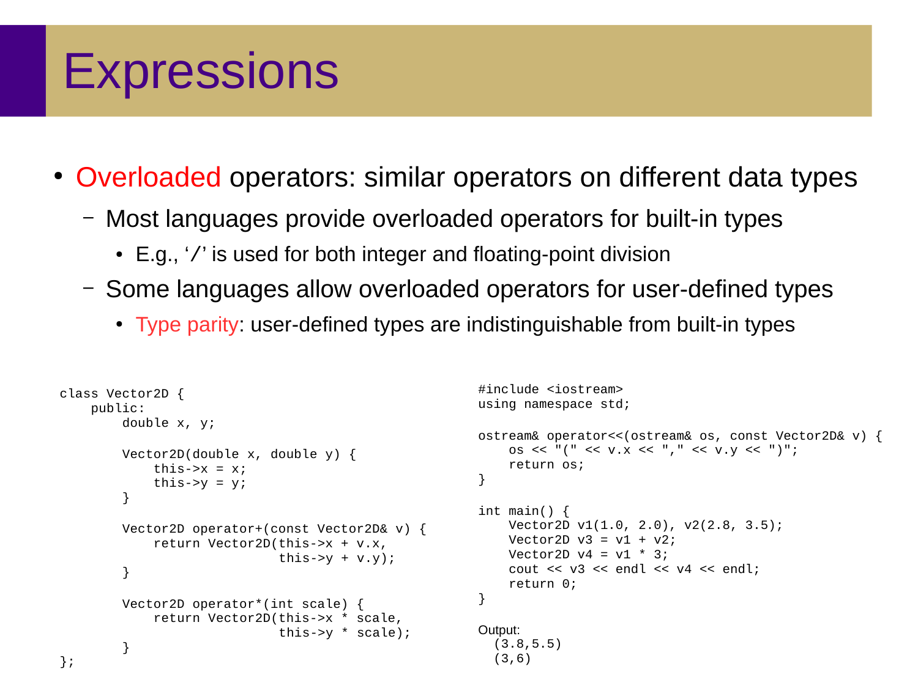# Expressions

- Overloaded operators: similar operators on different data types
  - Most languages provide overloaded operators for built-in types
    - E.g., '/' is used for both integer and floating-point division
  - Some languages allow overloaded operators for user-defined types
    - Type parity: user-defined types are indistinguishable from built-in types

```
class Vector2D {
    public:
        double x, y;

        Vector2D(double x, double y) {
            this->x = x;
            this->y = y;
        }

        Vector2D operator+(const Vector2D& v) {
            return Vector2D(this->x + v.x,
                            this->y + v.y);
        }

        Vector2D operator*(int scale) {
            return Vector2D(this->x * scale,
                            this->y * scale);
        }
};
```

```
#include <iostream>
using namespace std;

ostream& operator<<(ostream& os, const Vector2D& v) {
    os << "(" << v.x << "," << v.y << ")";
    return os;
}

int main() {
    Vector2D v1(1.0, 2.0), v2(2.8, 3.5);
    Vector2D v3 = v1 + v2;
    Vector2D v4 = v1 * 3;
    cout << v3 << endl << v4 << endl;
    return 0;
}
```

Output:

```
(3.8,5.5)
(3,6)
```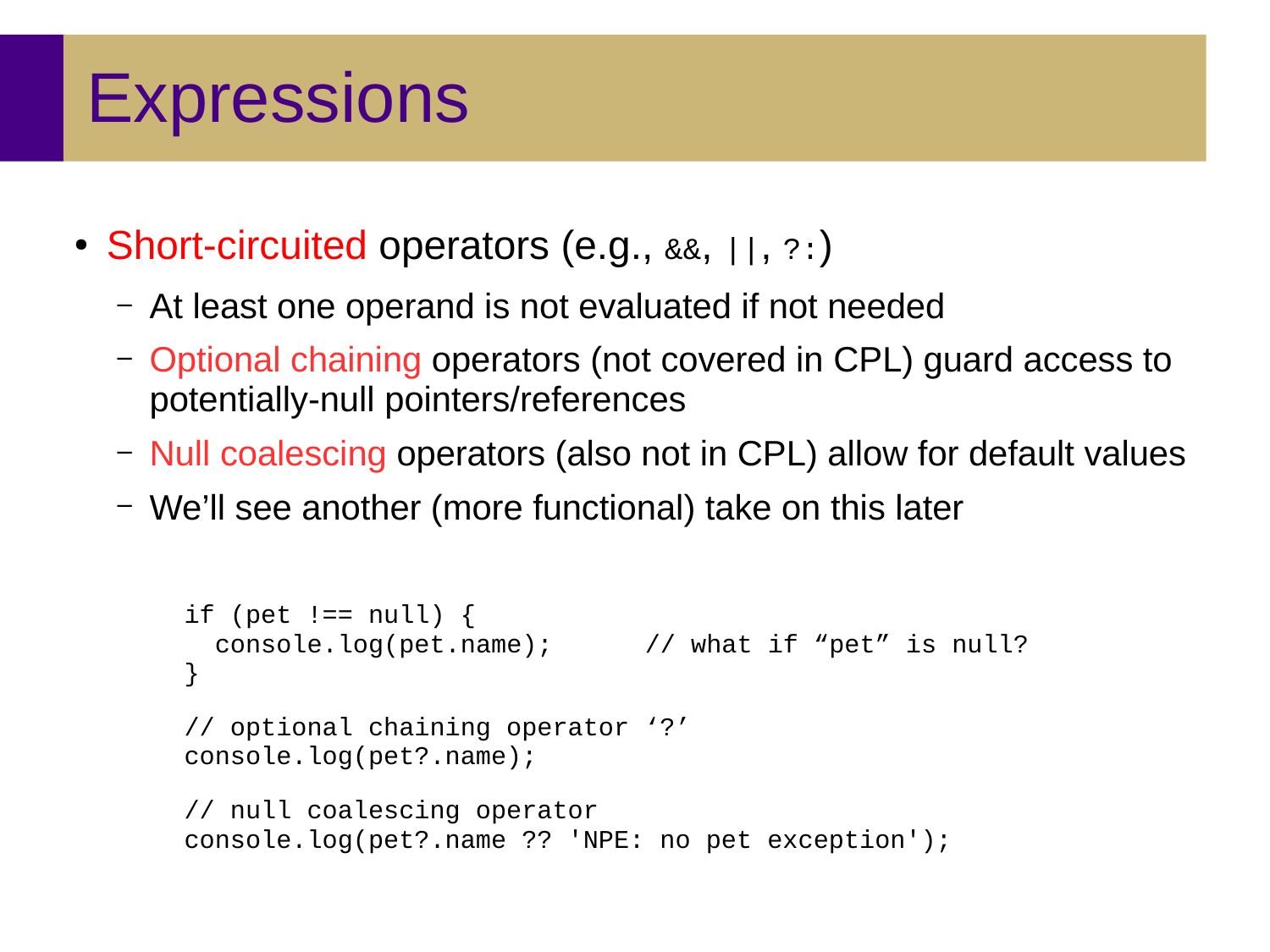# Expressions

- Short-circuited operators (e.g., `&&`, `||`, `?:`)
  - At least one operand is not evaluated if not needed
  - Optional chaining operators (not covered in CPL) guard access to potentially-null pointers/references
  - Null coalescing operators (also not in CPL) allow for default values
  - We’ll see another (more functional) take on this later

```
if (pet !== null) {
  console.log(pet.name);      // what if “pet” is null?
}

// optional chaining operator ‘?’
console.log(pet?.name);

// null coalescing operator
console.log(pet?.name ?? 'NPE: no pet exception');
```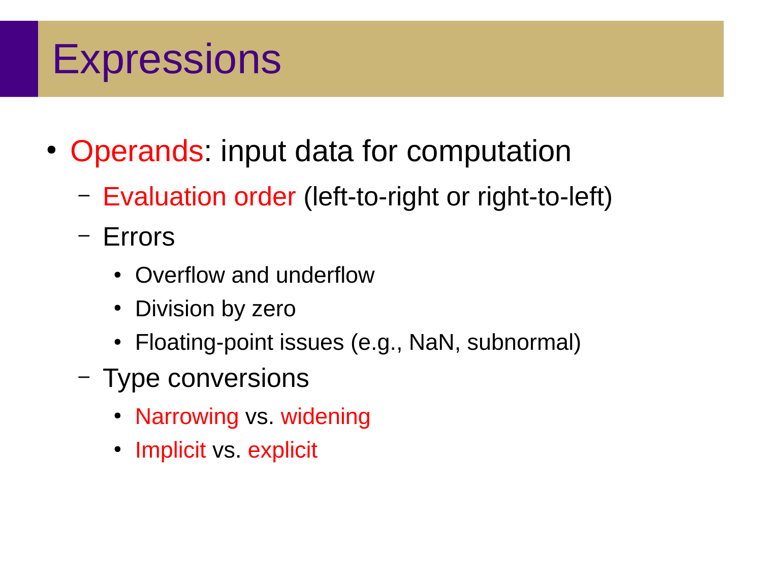# Expressions

- Operands: input data for computation
  - Evaluation order (left-to-right or right-to-left)
  - Errors
    - Overflow and underflow
    - Division by zero
    - Floating-point issues (e.g., NaN, subnormal)
  - Type conversions
    - Narrowing vs. widening
    - Implicit vs. explicit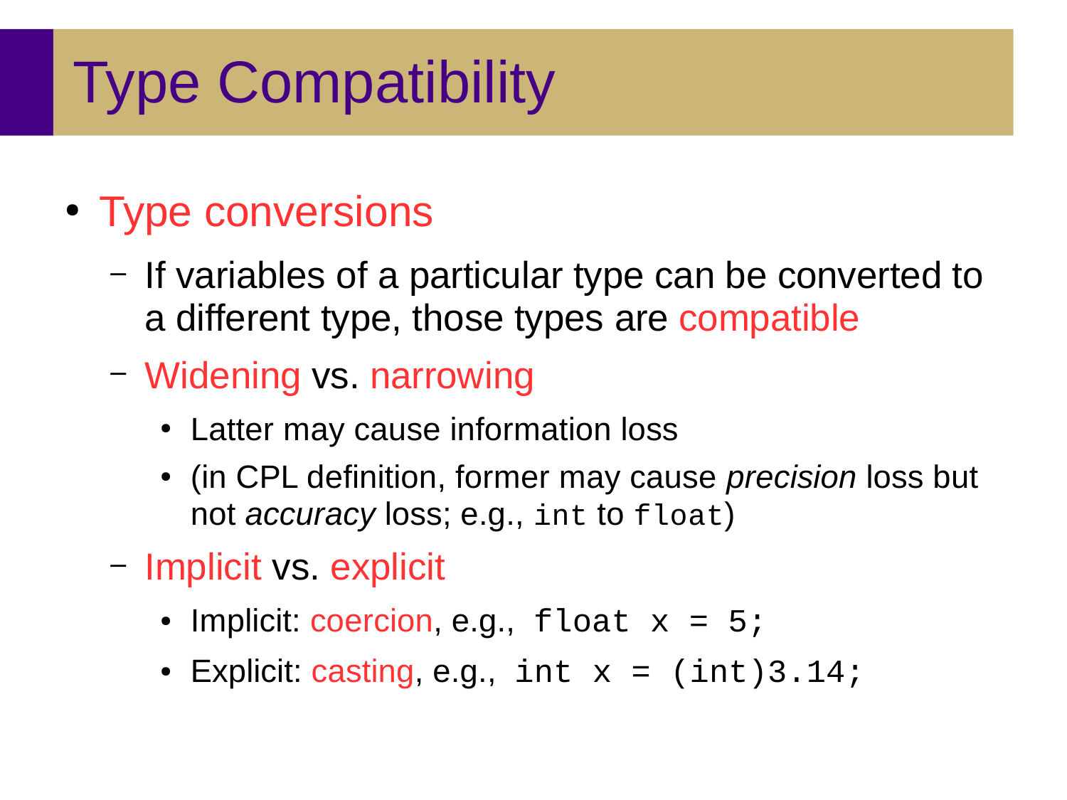# Type Compatibility

- Type conversions
  - If variables of a particular type can be converted to a different type, those types are compatible
  - Widening vs. narrowing
    - Latter may cause information loss
    - (in CPL definition, former may cause *precision* loss but not *accuracy* loss; e.g., `int` to `float`)
  - Implicit vs. explicit
    - Implicit: coercion, e.g., `float x = 5;`
    - Explicit: casting, e.g., `int x = (int)3.14;`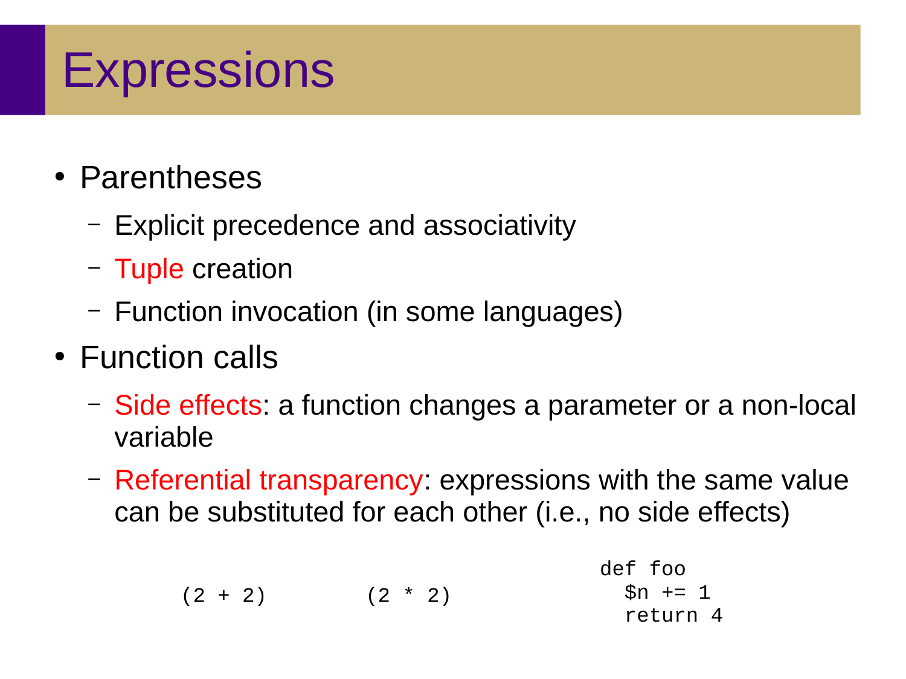# Expressions

- Parentheses
  - Explicit precedence and associativity
  - Tuple creation
  - Function invocation (in some languages)
- Function calls
  - Side effects: a function changes a parameter or a non-local variable
  - Referential transparency: expressions with the same value can be substituted for each other (i.e., no side effects)

```
(2 + 2)        (2 * 2)
```

```
def foo
  $n += 1
  return 4
```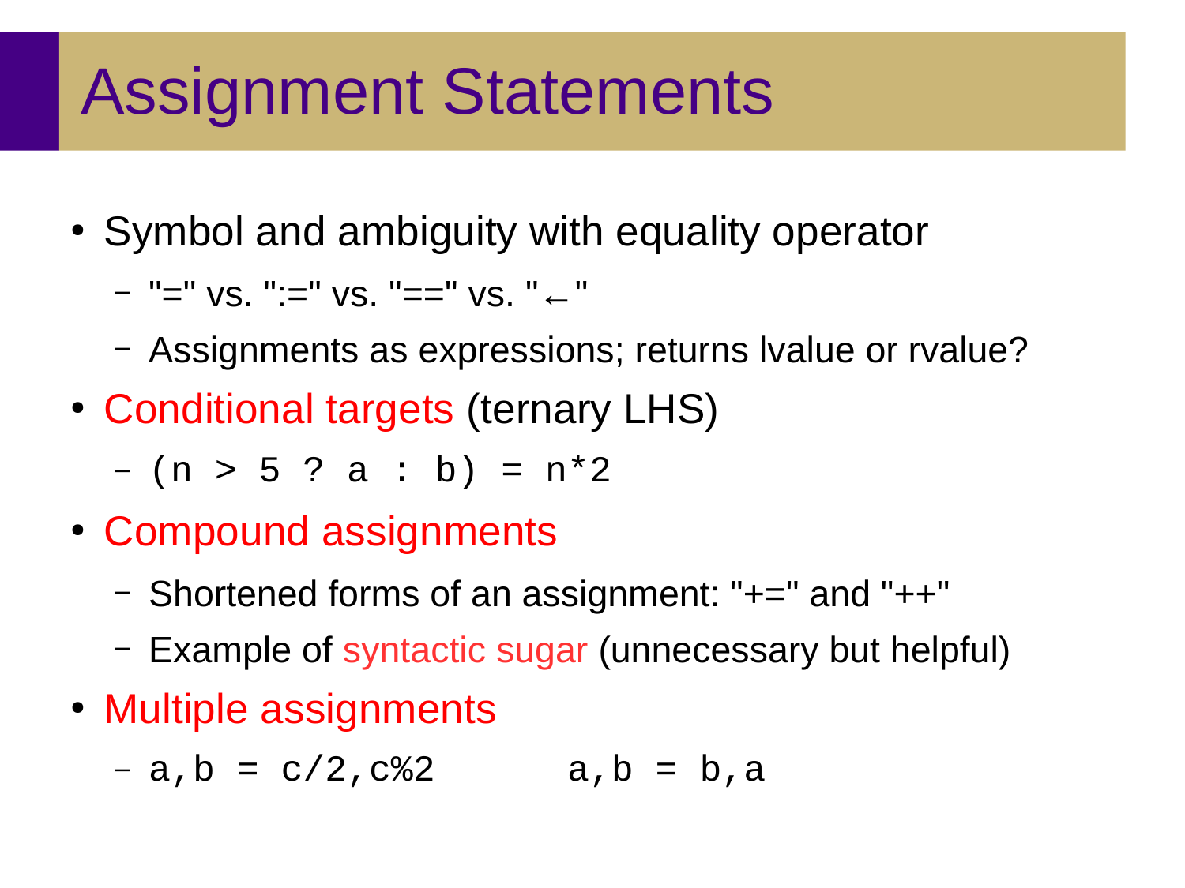# Assignment Statements

- Symbol and ambiguity with equality operator
  - "=" vs. ":=" vs. "==" vs. "←"
  - Assignments as expressions; returns lvalue or rvalue?
- Conditional targets (ternary LHS)
  - `(n > 5 ? a : b) = n*2`
- Compound assignments
  - Shortened forms of an assignment: "+=" and "++"
  - Example of syntactic sugar (unnecessary but helpful)
- Multiple assignments
  - `a,b = c/2,c%2`      `a,b = b,a`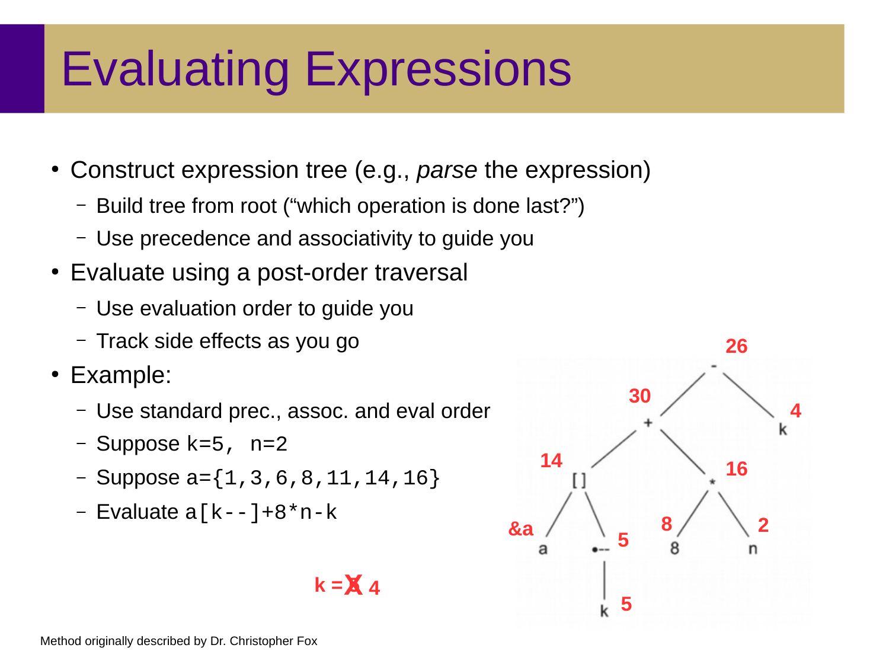# Evaluating Expressions

- Construct expression tree (e.g., *parse* the expression)
  - Build tree from root ("which operation is done last?")
  - Use precedence and associativity to guide you
- Evaluate using a post-order traversal
  - Use evaluation order to guide you
  - Track side effects as you go
- Example:
  - Use standard prec., assoc. and eval order
  - Suppose `k=5, n=2`
  - Suppose `a={1,3,6,8,11,14,16}`
  - Evaluate `a[k--]+8*n-k`

k = ~~5~~ 4

```
                 -   (26)
               /   \
        (30) +       k (4)
           /   \
    (14) []      * (16)
        /  \    /  \
 (&a) a  •-- (5) 8 (8)  n (2)
          |
          k (5)
```

Method originally described by Dr. Christopher Fox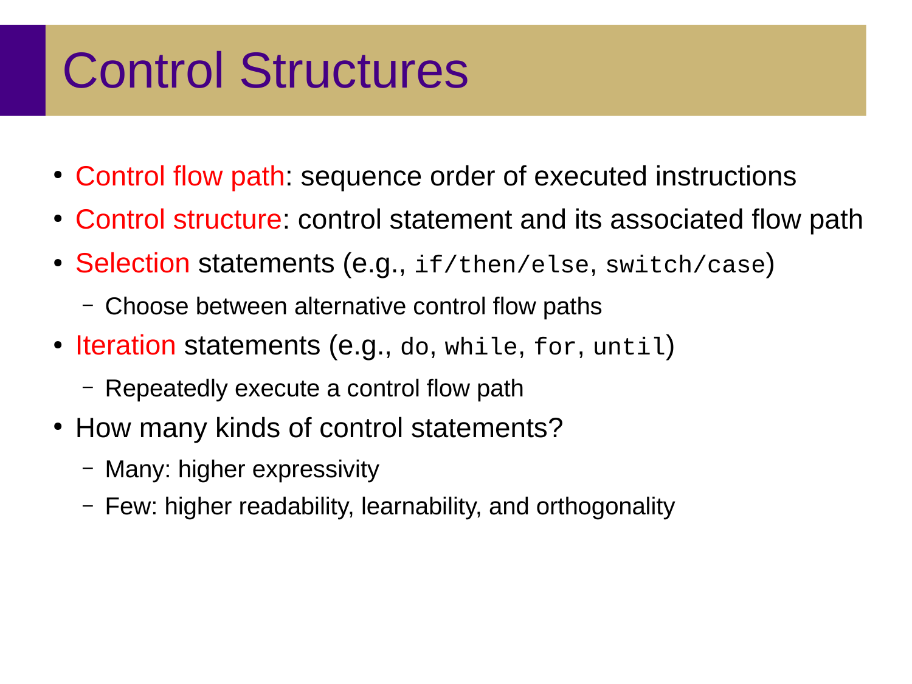# Control Structures

- Control flow path: sequence order of executed instructions
- Control structure: control statement and its associated flow path
- Selection statements (e.g., `if/then/else`, `switch/case`)
  - Choose between alternative control flow paths
- Iteration statements (e.g., `do`, `while`, `for`, `until`)
  - Repeatedly execute a control flow path
- How many kinds of control statements?
  - Many: higher expressivity
  - Few: higher readability, learnability, and orthogonality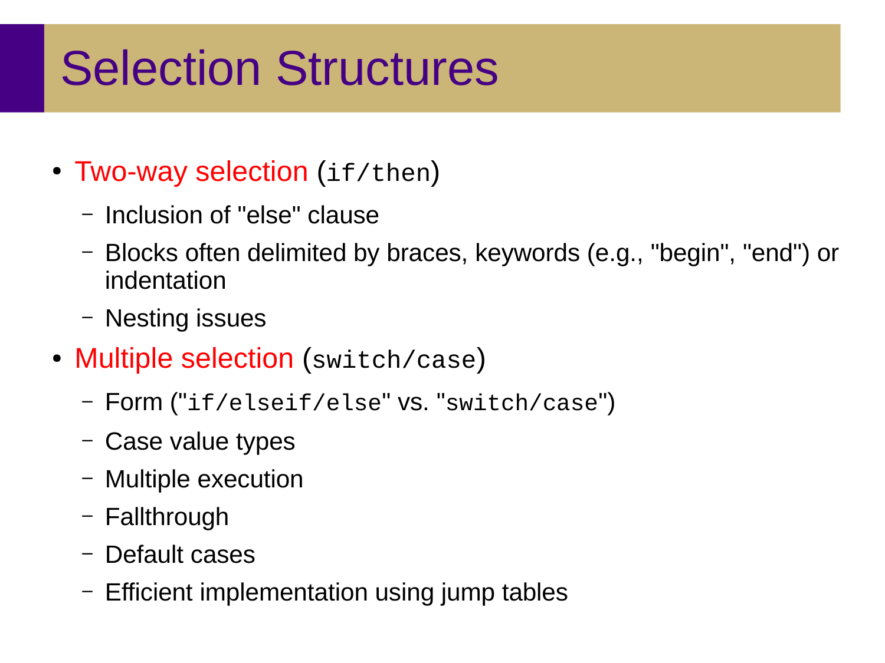# Selection Structures

- Two-way selection (`if/then`)
  - Inclusion of "else" clause
  - Blocks often delimited by braces, keywords (e.g., "begin", "end") or indentation
  - Nesting issues
- Multiple selection (`switch/case`)
  - Form ("`if/elseif/else`" vs. "`switch/case`")
  - Case value types
  - Multiple execution
  - Fallthrough
  - Default cases
  - Efficient implementation using jump tables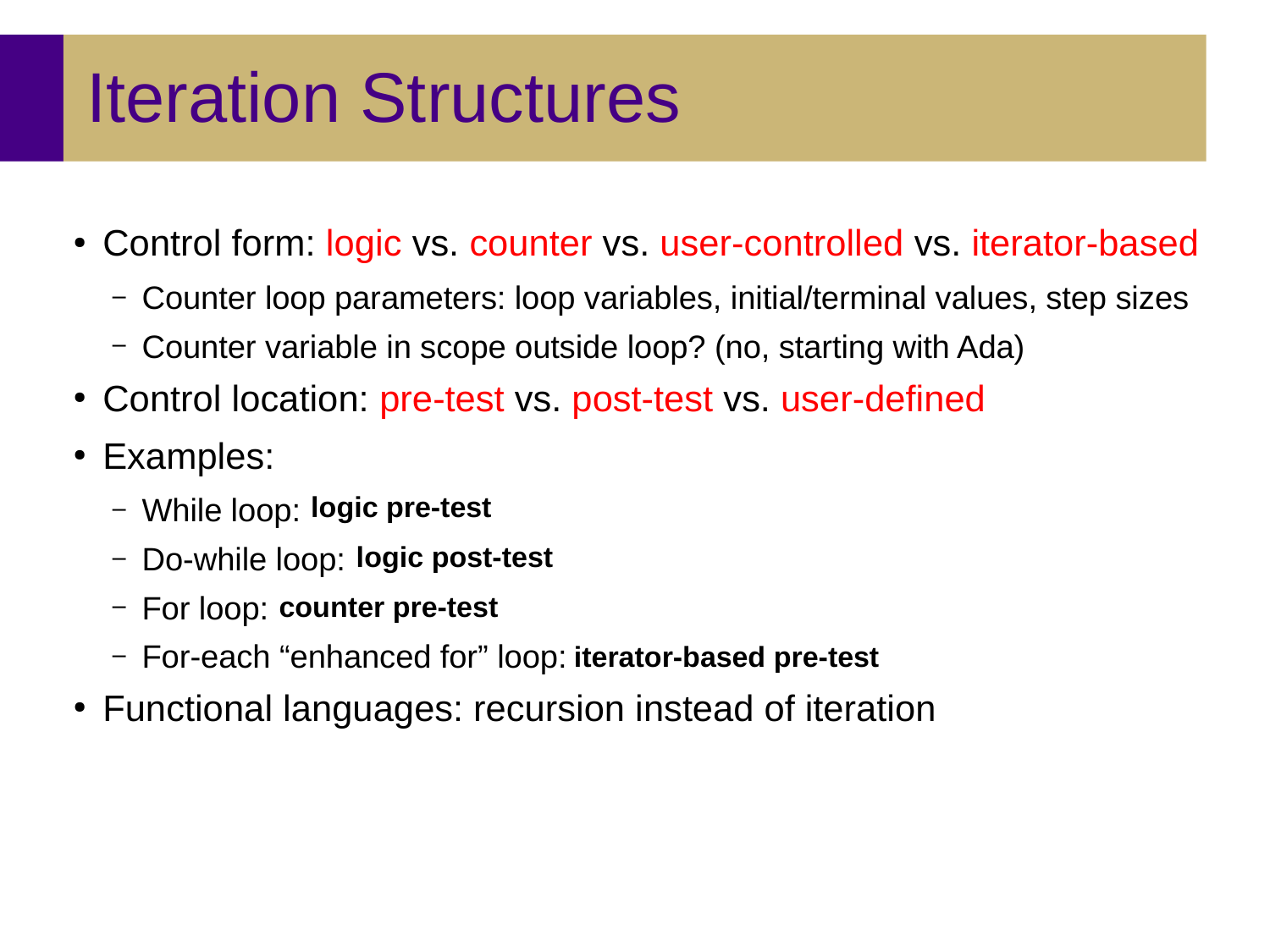# Iteration Structures

- Control form: logic vs. counter vs. user-controlled vs. iterator-based
  - Counter loop parameters: loop variables, initial/terminal values, step sizes
  - Counter variable in scope outside loop? (no, starting with Ada)
- Control location: pre-test vs. post-test vs. user-defined
- Examples:
  - While loop: **logic pre-test**
  - Do-while loop: **logic post-test**
  - For loop: **counter pre-test**
  - For-each “enhanced for” loop: **iterator-based pre-test**
- Functional languages: recursion instead of iteration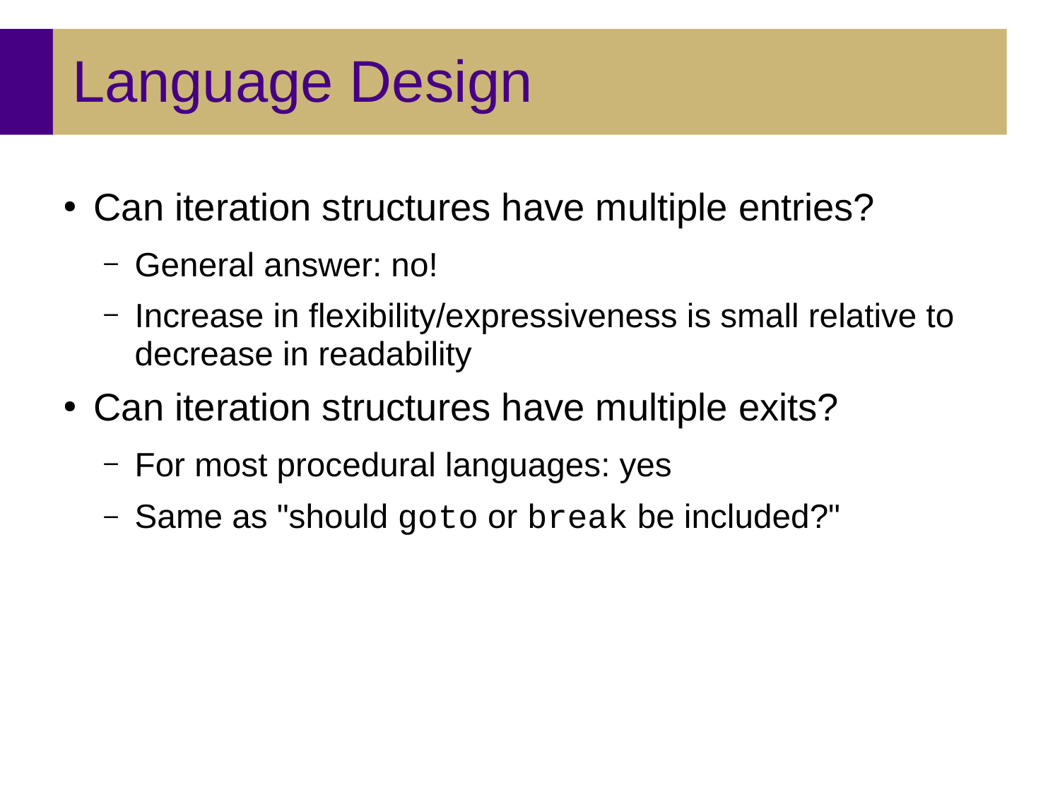# Language Design

- Can iteration structures have multiple entries?
  - General answer: no!
  - Increase in flexibility/expressiveness is small relative to decrease in readability
- Can iteration structures have multiple exits?
  - For most procedural languages: yes
  - Same as "should `goto` or `break` be included?"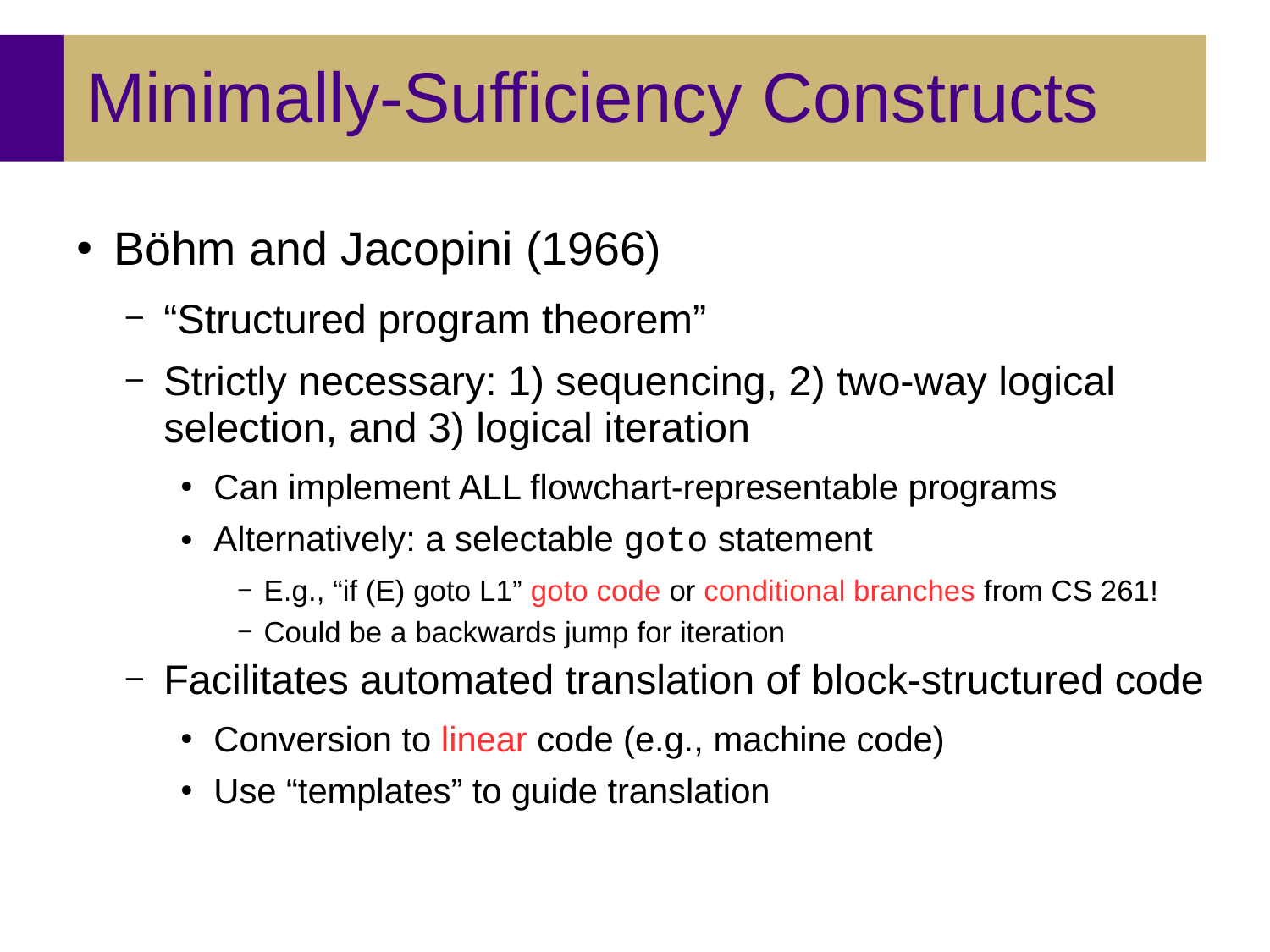# Minimally-Sufficiency Constructs

- Böhm and Jacopini (1966)
  - "Structured program theorem"
  - Strictly necessary: 1) sequencing, 2) two-way logical selection, and 3) logical iteration
    - Can implement ALL flowchart-representable programs
    - Alternatively: a selectable `goto` statement
      - E.g., "if (E) goto L1" goto code or conditional branches from CS 261!
      - Could be a backwards jump for iteration
  - Facilitates automated translation of block-structured code
    - Conversion to linear code (e.g., machine code)
    - Use "templates" to guide translation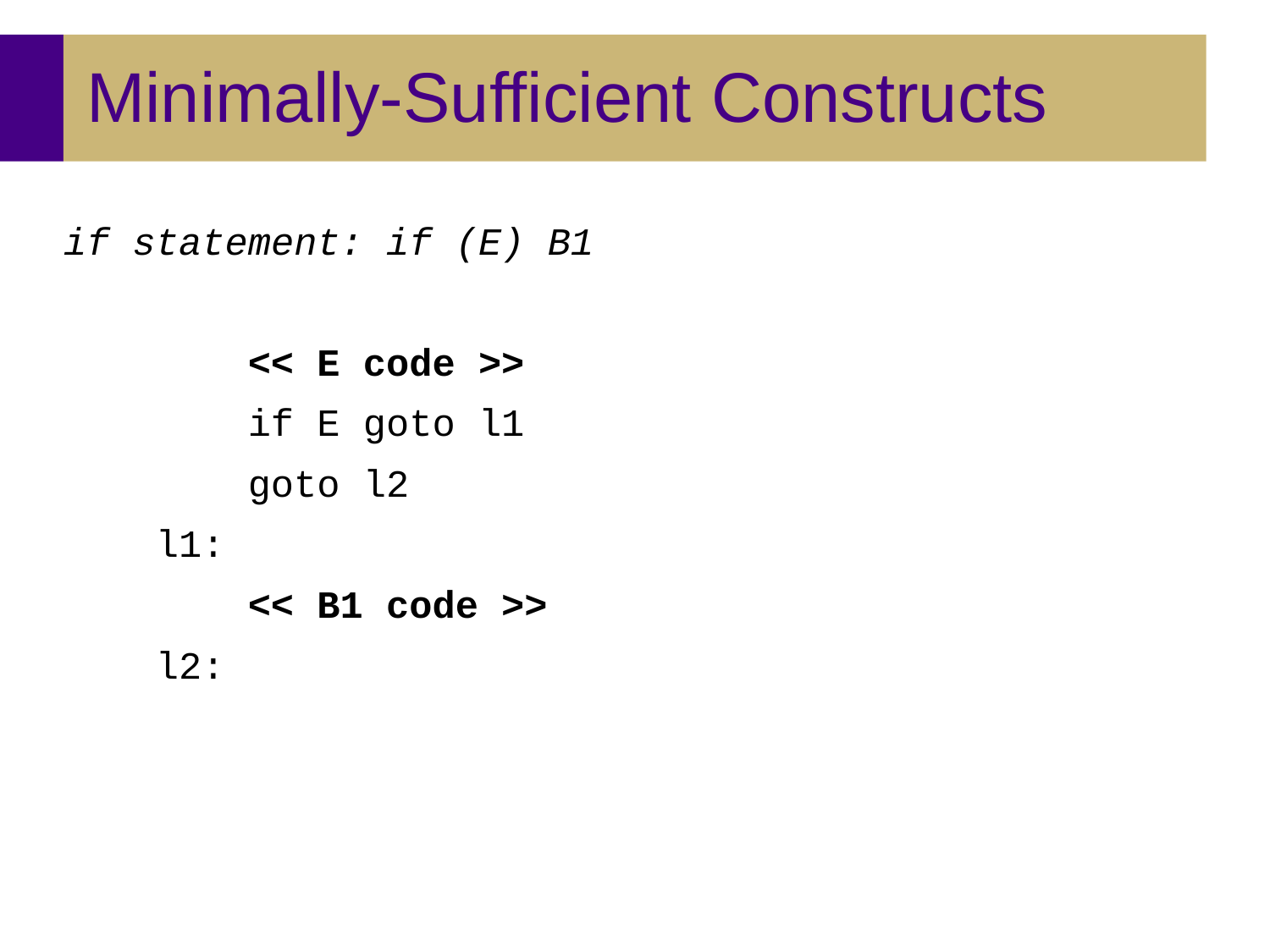# Minimally-Sufficient Constructs

*if statement: if (E) B1*

```
        << E code >>
        if E goto l1
        goto l2
    l1:
        << B1 code >>
    l2:
```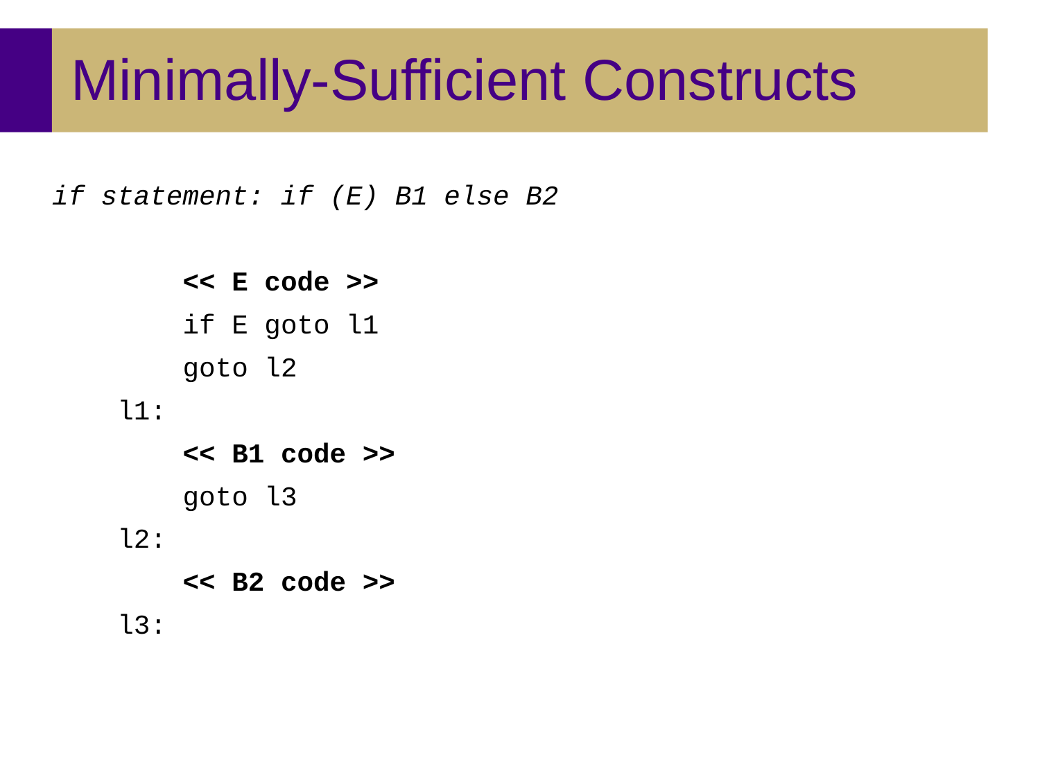# Minimally-Sufficient Constructs

*if statement: if (E) B1 else B2*

```
        << E code >>
        if E goto l1
        goto l2
    l1:
        << B1 code >>
        goto l3
    l2:
        << B2 code >>
    l3:
```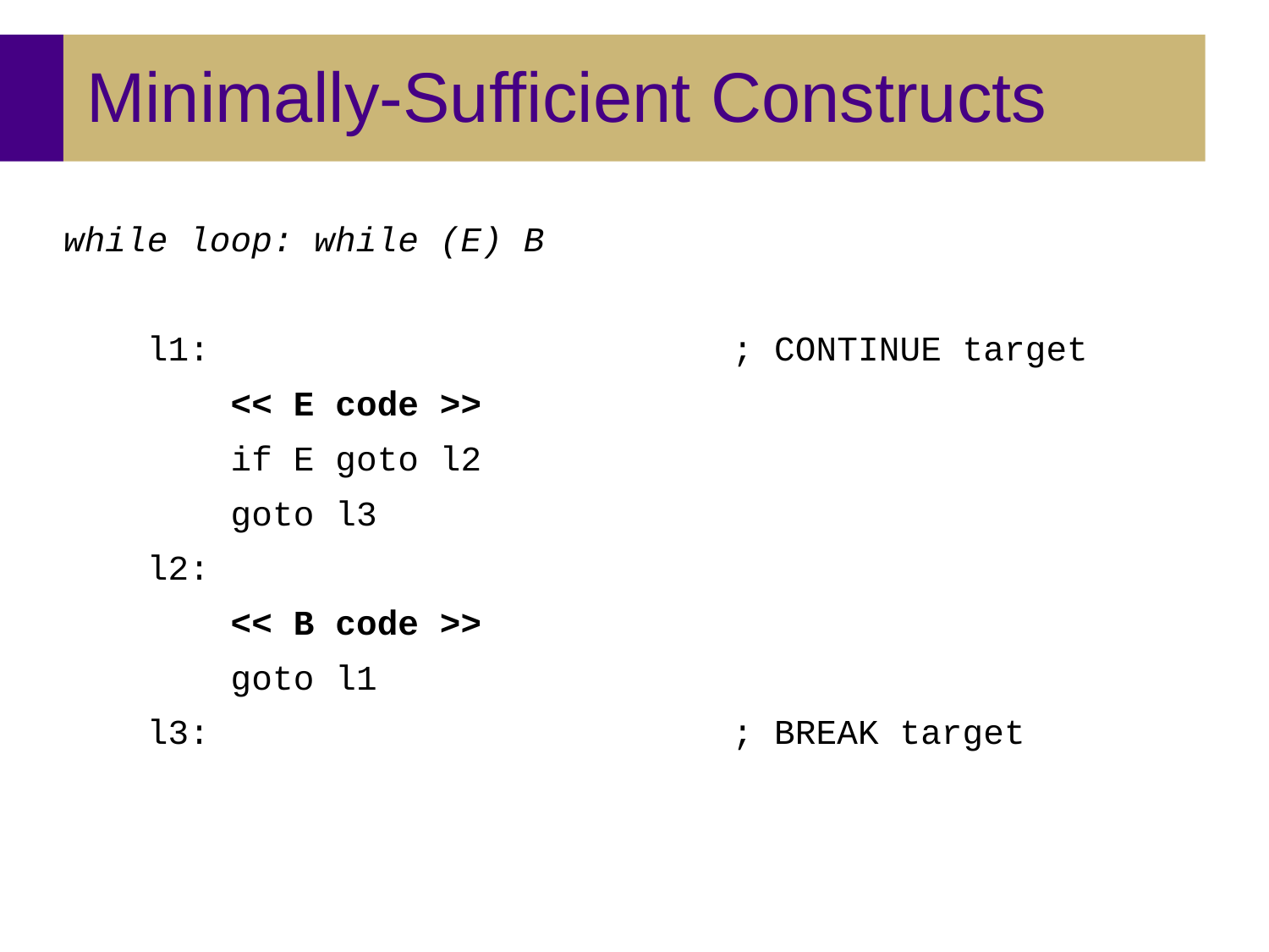# Minimally-Sufficient Constructs

*while loop: while (E) B*

```
l1:                              ; CONTINUE target
    << E code >>
    if E goto l2
    goto l3
l2:
    << B code >>
    goto l1
l3:                              ; BREAK target
```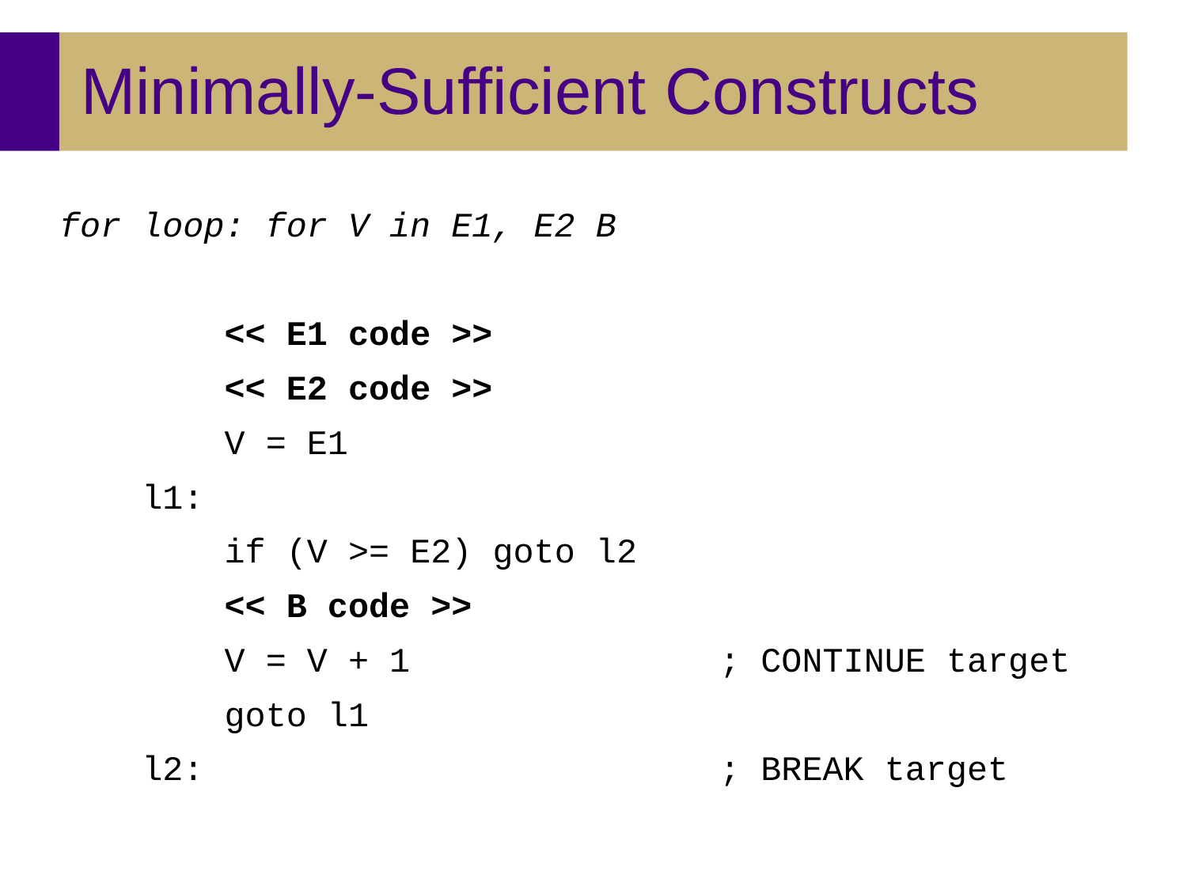# Minimally-Sufficient Constructs

*for loop: for V in E1, E2 B*

```
        << E1 code >>
        << E2 code >>
        V = E1
    l1:
        if (V >= E2) goto l2
        << B code >>
        V = V + 1                   ; CONTINUE target
        goto l1
    l2:                             ; BREAK target
```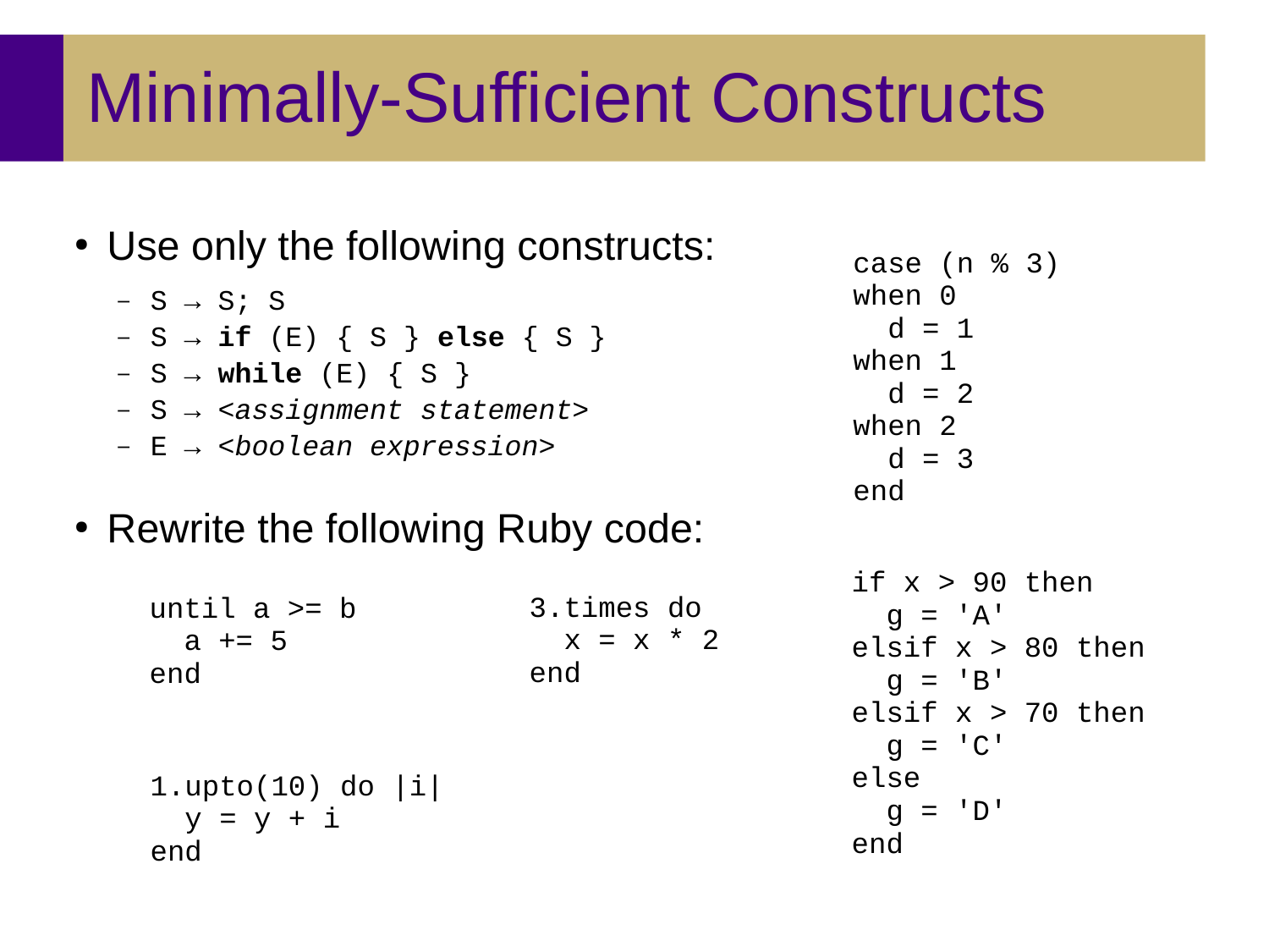# Minimally-Sufficient Constructs

- Use only the following constructs:
  - S → S; S
  - S → **if** (E) { S } **else** { S }
  - S → **while** (E) { S }
  - S → *<assignment statement>*
  - E → *<boolean expression>*
- Rewrite the following Ruby code:

```
until a >= b
  a += 5
end
```

```
3.times do
  x = x * 2
end
```

```
1.upto(10) do |i|
  y = y + i
end
```

```
case (n % 3)
when 0
  d = 1
when 1
  d = 2
when 2
  d = 3
end
```

```
if x > 90 then
  g = 'A'
elsif x > 80 then
  g = 'B'
elsif x > 70 then
  g = 'C'
else
  g = 'D'
end
```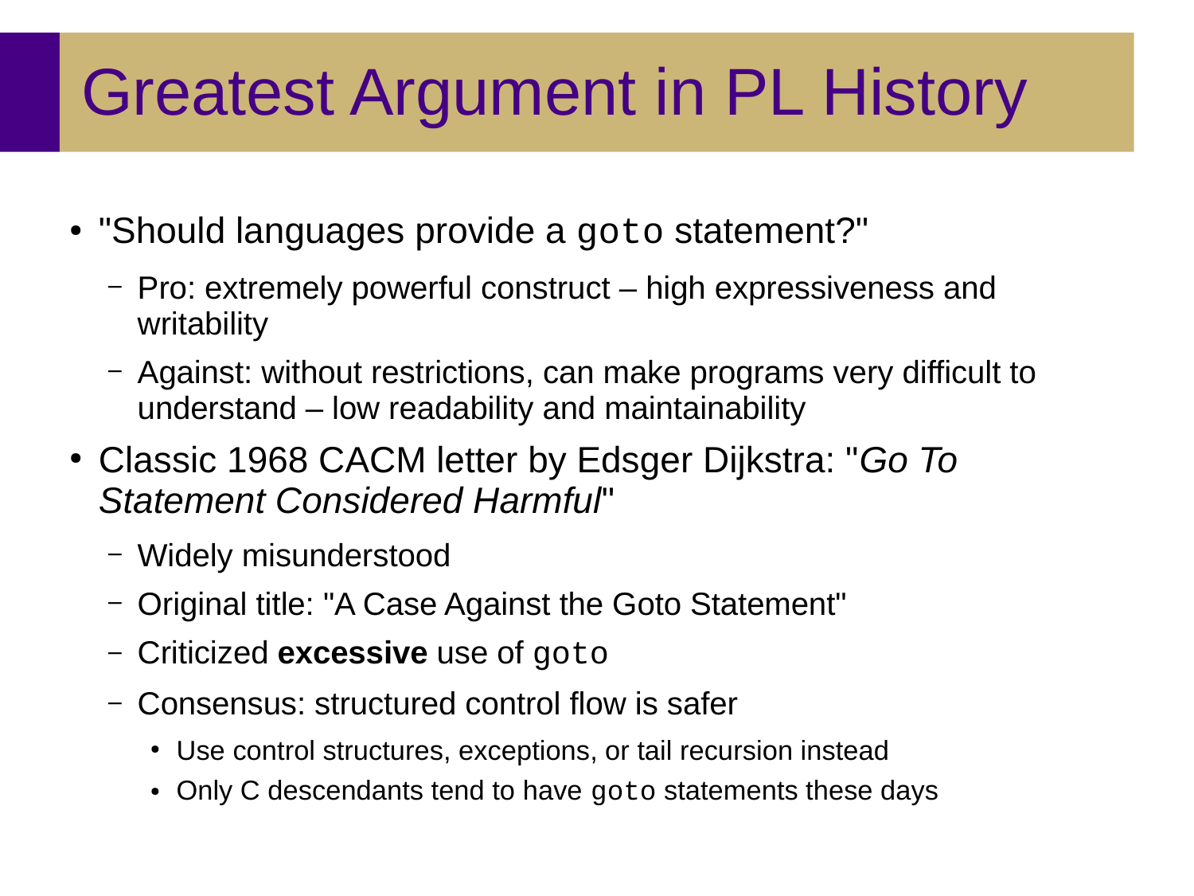# Greatest Argument in PL History

- "Should languages provide a `goto` statement?"
  - Pro: extremely powerful construct – high expressiveness and writability
  - Against: without restrictions, can make programs very difficult to understand – low readability and maintainability
- Classic 1968 CACM letter by Edsger Dijkstra: "*Go To Statement Considered Harmful*"
  - Widely misunderstood
  - Original title: "A Case Against the Goto Statement"
  - Criticized **excessive** use of `goto`
  - Consensus: structured control flow is safer
    - Use control structures, exceptions, or tail recursion instead
    - Only C descendants tend to have `goto` statements these days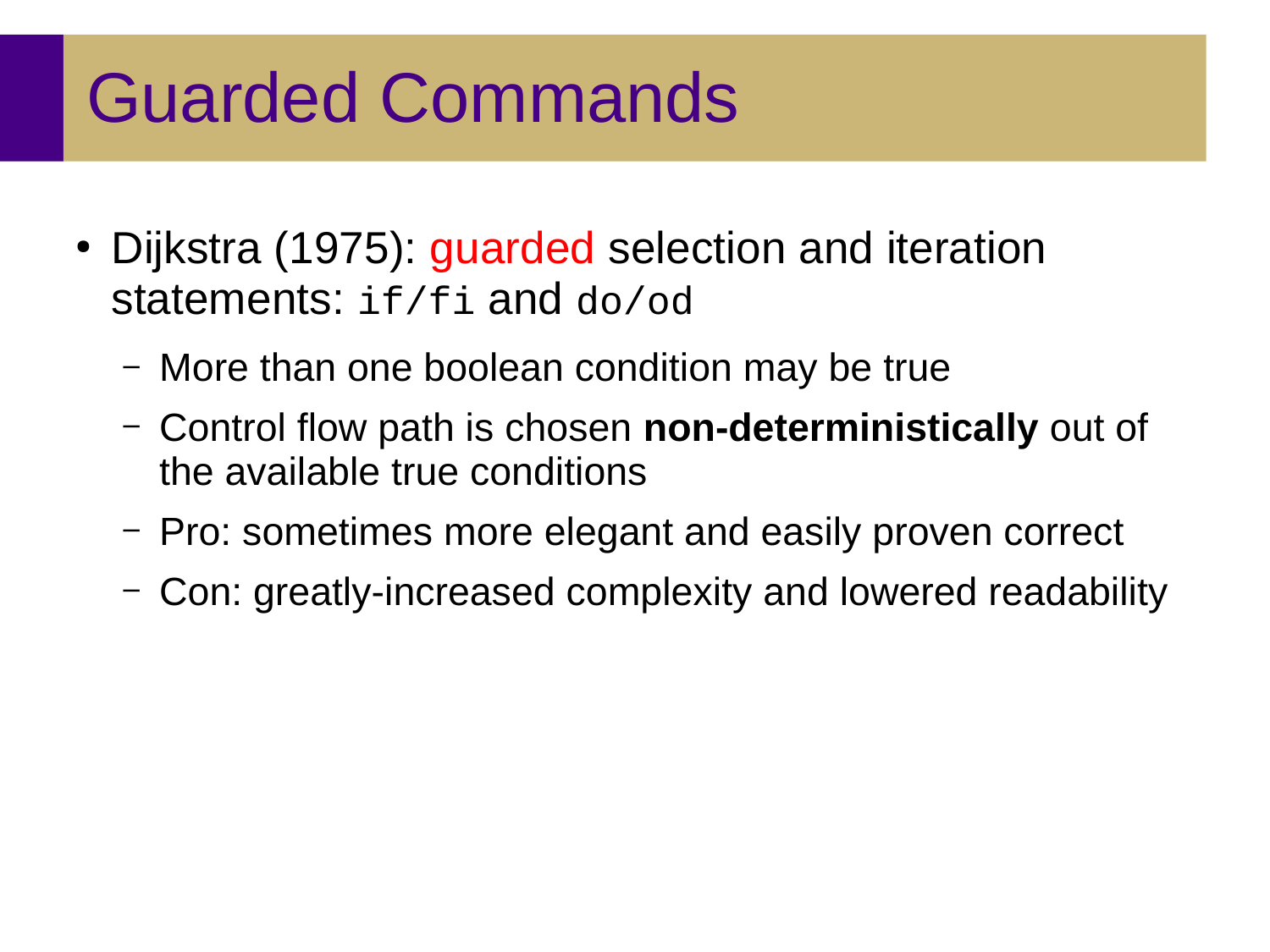# Guarded Commands

- Dijkstra (1975): guarded selection and iteration statements: `if/fi` and `do/od`
  - More than one boolean condition may be true
  - Control flow path is chosen **non-deterministically** out of the available true conditions
  - Pro: sometimes more elegant and easily proven correct
  - Con: greatly-increased complexity and lowered readability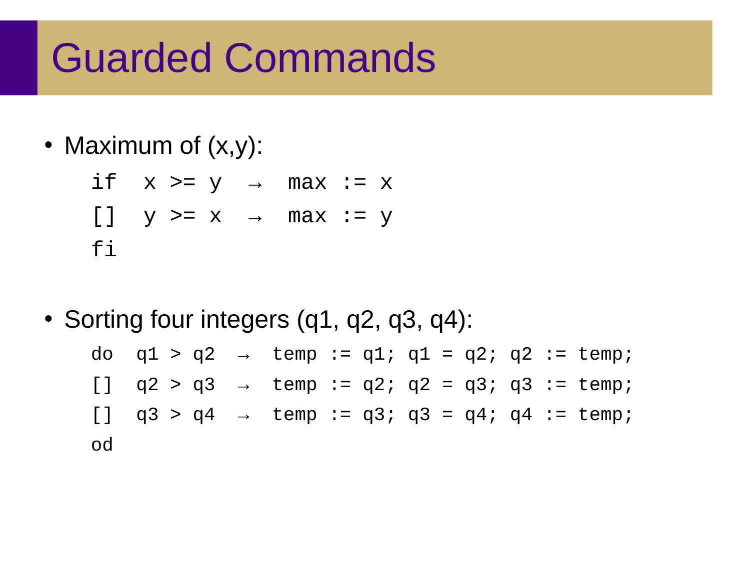# Guarded Commands

- Maximum of (x,y):

```
if   x >= y  →  max := x
[]   y >= x  →  max := y
fi
```

- Sorting four integers (q1, q2, q3, q4):

```
do   q1 > q2  →  temp := q1; q1 = q2; q2 := temp;
[]   q2 > q3  →  temp := q2; q2 = q3; q3 := temp;
[]   q3 > q4  →  temp := q3; q3 = q4; q4 := temp;
od
```